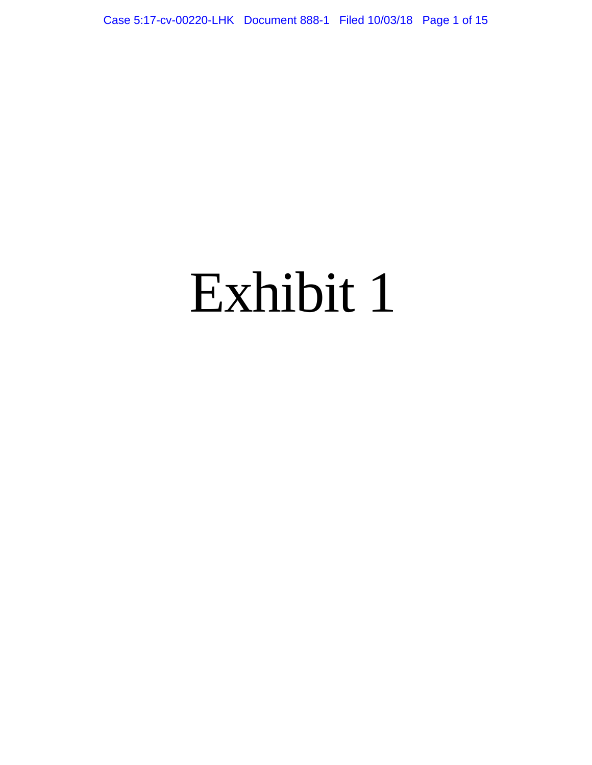# Exhibit 1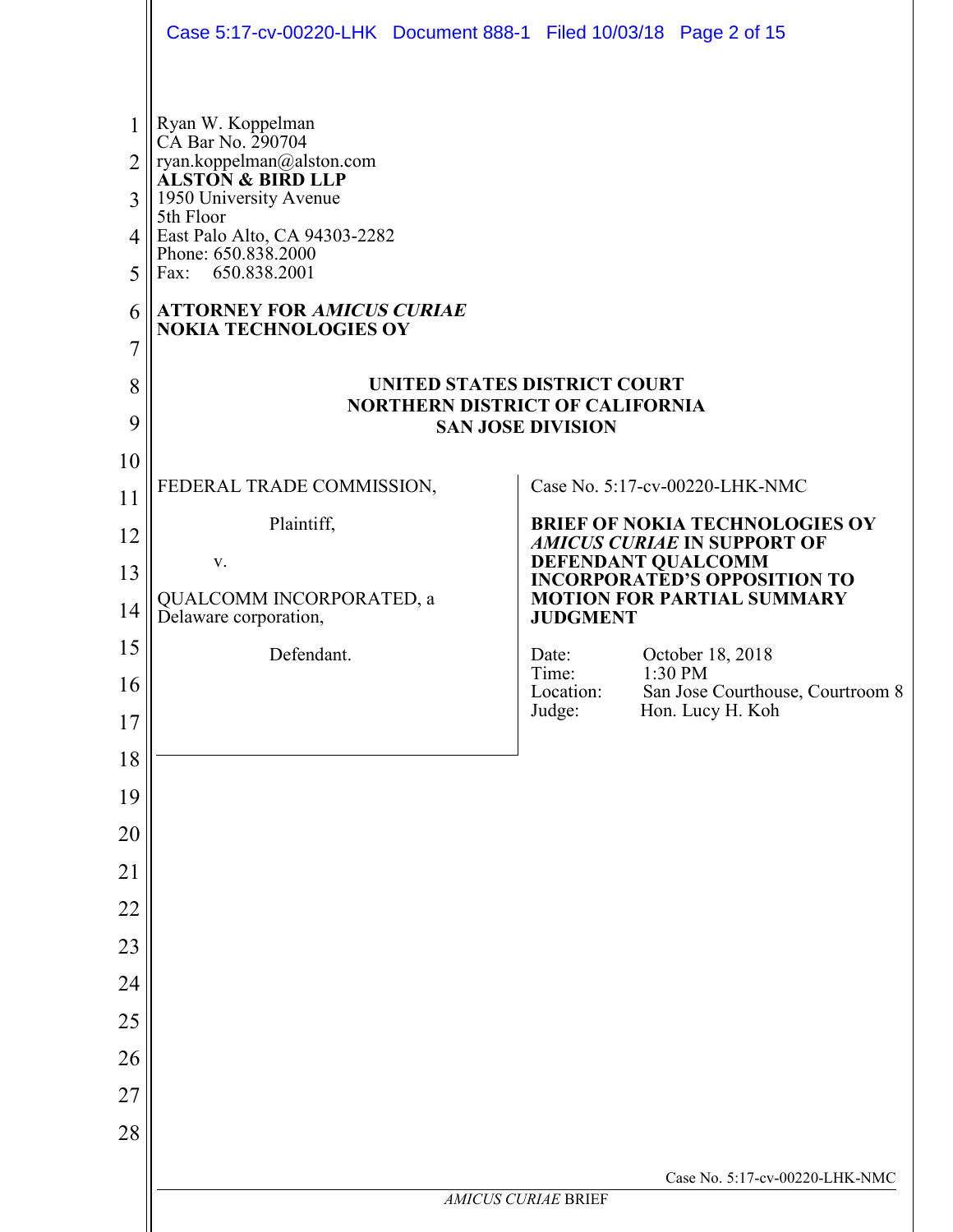Ryan W. Koppelman
CA Bar No. 290704
ryan.koppelman@alston.com
**ALSTON & BIRD LLP**
1950 University Avenue
5th Floor
East Palo Alto, CA 94303-2282
Phone: 650.838.2000
Fax: 650.838.2001

**ATTORNEY FOR *AMICUS CURIAE* NOKIA TECHNOLOGIES OY**

**UNITED STATES DISTRICT COURT**
**NORTHERN DISTRICT OF CALIFORNIA**
**SAN JOSE DIVISION**

FEDERAL TRADE COMMISSION,

Plaintiff,

v.

QUALCOMM INCORPORATED, a Delaware corporation,

Defendant.

Case No. 5:17-cv-00220-LHK-NMC

**BRIEF OF NOKIA TECHNOLOGIES OY *AMICUS CURIAE* IN SUPPORT OF DEFENDANT QUALCOMM INCORPORATED'S OPPOSITION TO MOTION FOR PARTIAL SUMMARY JUDGMENT**

Date: October 18, 2018
Time: 1:30 PM
Location: San Jose Courthouse, Courtroom 8
Judge: Hon. Lucy H. Koh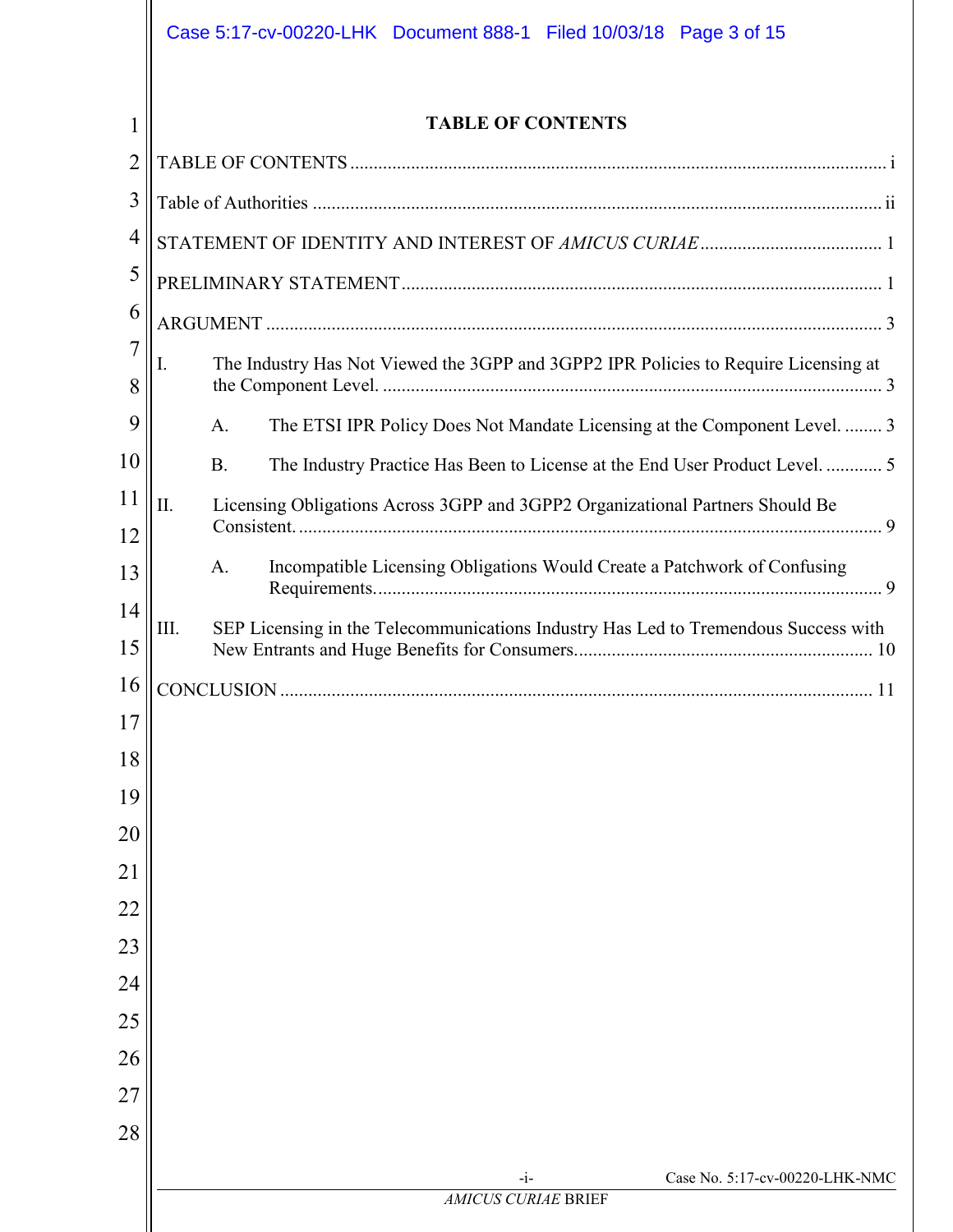# TABLE OF CONTENTS

TABLE OF CONTENTS ........................................................................................................ i

Table of Authorities ......................................................................................................... ii

STATEMENT OF IDENTITY AND INTEREST OF *AMICUS CURIAE* ....................................... 1

PRELIMINARY STATEMENT ...................................................................................... 1

ARGUMENT ..................................................................................................................... 3

I. The Industry Has Not Viewed the 3GPP and 3GPP2 IPR Policies to Require Licensing at the Component Level. ........................................................................................... 3

  A. The ETSI IPR Policy Does Not Mandate Licensing at the Component Level. ........ 3

  B. The Industry Practice Has Been to License at the End User Product Level. ............ 5

II. Licensing Obligations Across 3GPP and 3GPP2 Organizational Partners Should Be Consistent. ........................................................................................................... 9

  A. Incompatible Licensing Obligations Would Create a Patchwork of Confusing Requirements. ........................................................................................................... 9

III. SEP Licensing in the Telecommunications Industry Has Led to Tremendous Success with New Entrants and Huge Benefits for Consumers. .............................................................. 10

CONCLUSION ................................................................................................................. 11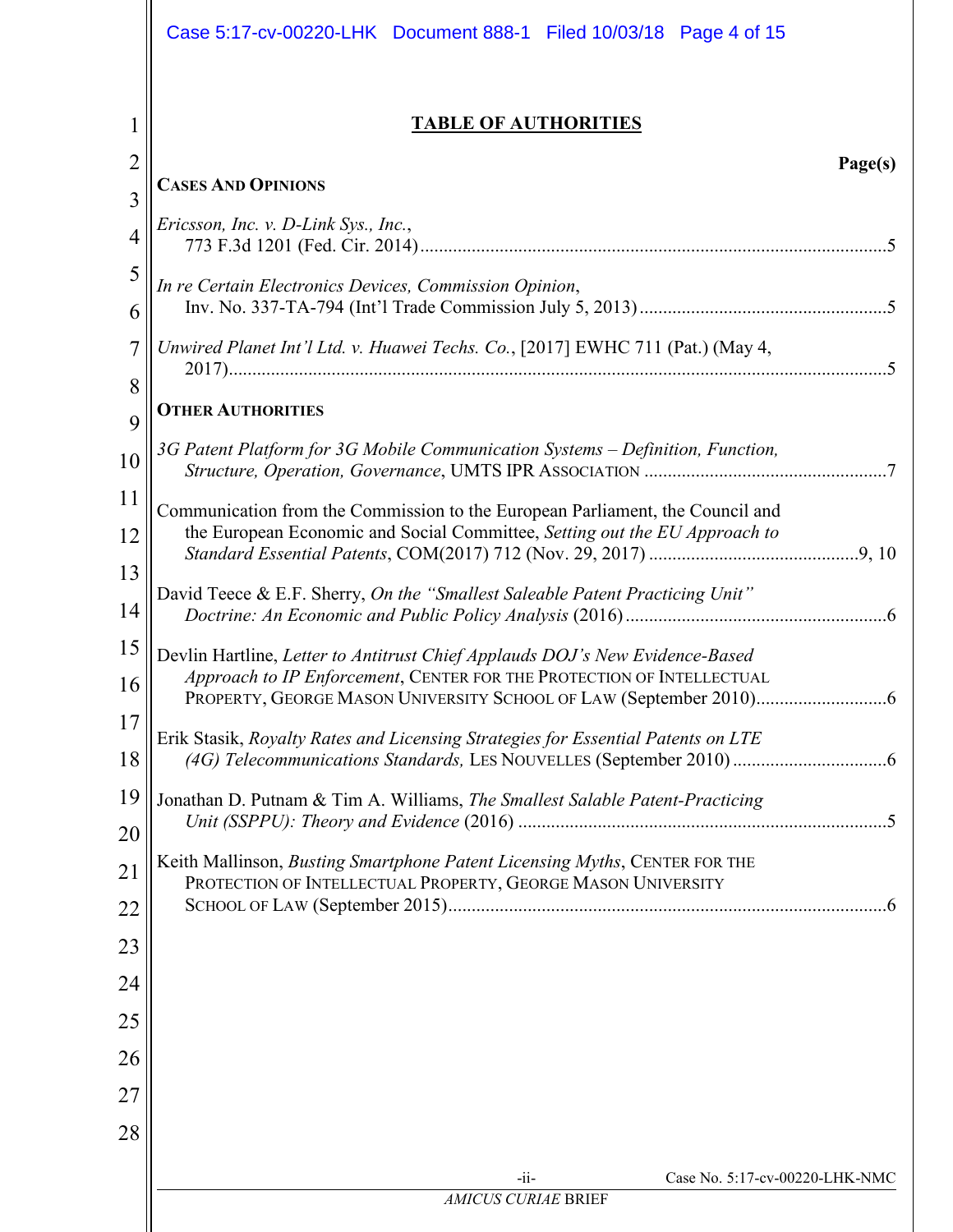# TABLE OF AUTHORITIES

**Page(s)**

**CASES AND OPINIONS**

*Ericsson, Inc. v. D-Link Sys., Inc.*, 773 F.3d 1201 (Fed. Cir. 2014) .......... 5

*In re Certain Electronics Devices, Commission Opinion*, Inv. No. 337-TA-794 (Int'l Trade Commission July 5, 2013) .......... 5

*Unwired Planet Int'l Ltd. v. Huawei Techs. Co.*, [2017] EWHC 711 (Pat.) (May 4, 2017) .......... 5

**OTHER AUTHORITIES**

*3G Patent Platform for 3G Mobile Communication Systems – Definition, Function, Structure, Operation, Governance*, UMTS IPR ASSOCIATION .......... 7

Communication from the Commission to the European Parliament, the Council and the European Economic and Social Committee, *Setting out the EU Approach to Standard Essential Patents*, COM(2017) 712 (Nov. 29, 2017) .......... 9, 10

David Teece & E.F. Sherry, *On the "Smallest Saleable Patent Practicing Unit" Doctrine: An Economic and Public Policy Analysis* (2016) .......... 6

Devlin Hartline, *Letter to Antitrust Chief Applauds DOJ's New Evidence-Based Approach to IP Enforcement*, CENTER FOR THE PROTECTION OF INTELLECTUAL PROPERTY, GEORGE MASON UNIVERSITY SCHOOL OF LAW (September 2010) .......... 6

Erik Stasik, *Royalty Rates and Licensing Strategies for Essential Patents on LTE (4G) Telecommunications Standards,* LES NOUVELLES (September 2010) .......... 6

Jonathan D. Putnam & Tim A. Williams, *The Smallest Salable Patent-Practicing Unit (SSPPU): Theory and Evidence* (2016) .......... 5

Keith Mallinson, *Busting Smartphone Patent Licensing Myths*, CENTER FOR THE PROTECTION OF INTELLECTUAL PROPERTY, GEORGE MASON UNIVERSITY SCHOOL OF LAW (September 2015) .......... 6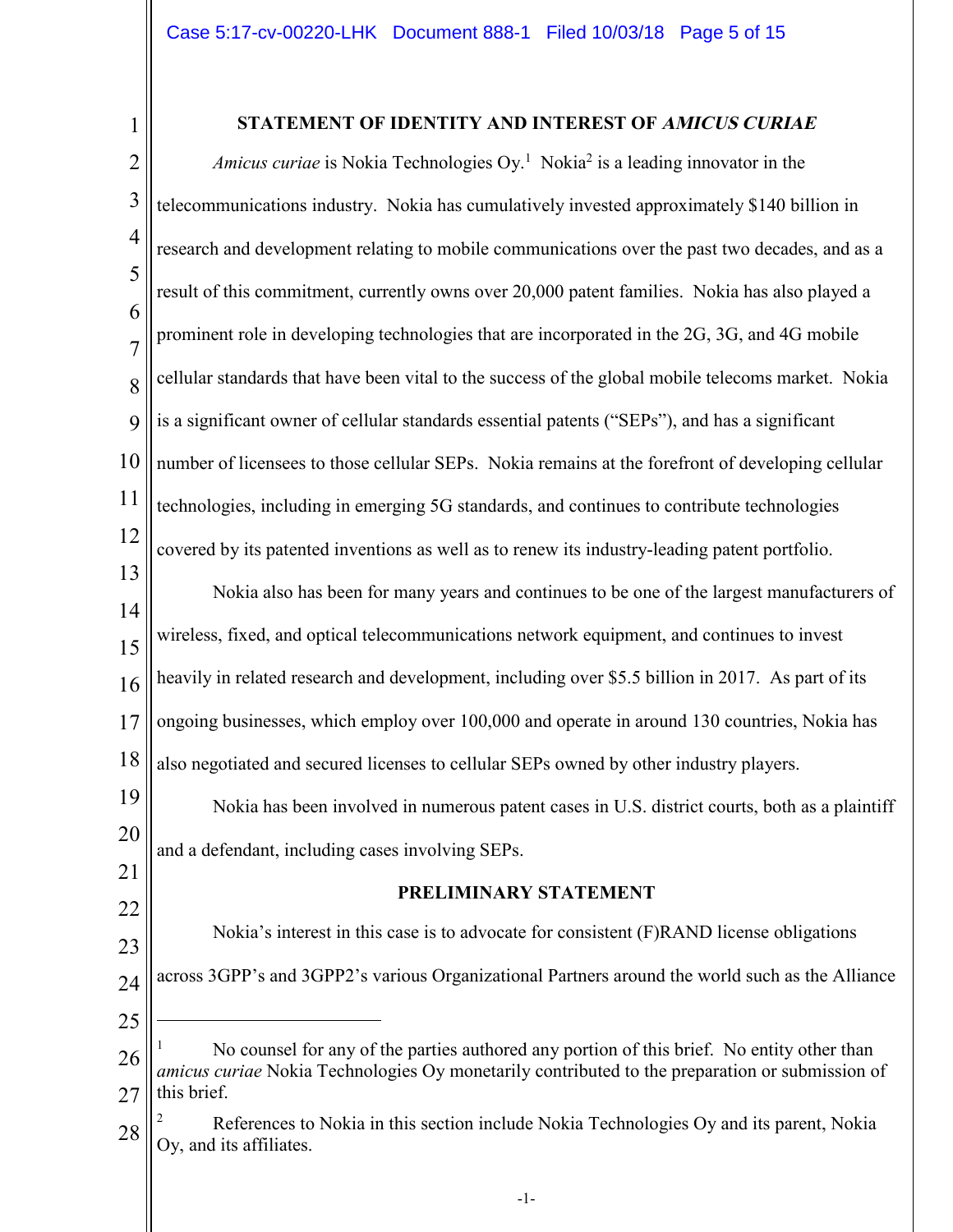## STATEMENT OF IDENTITY AND INTEREST OF *AMICUS CURIAE*

*Amicus curiae* is Nokia Technologies Oy.[1] Nokia[2] is a leading innovator in the telecommunications industry. Nokia has cumulatively invested approximately $140 billion in research and development relating to mobile communications over the past two decades, and as a result of this commitment, currently owns over 20,000 patent families. Nokia has also played a prominent role in developing technologies that are incorporated in the 2G, 3G, and 4G mobile cellular standards that have been vital to the success of the global mobile telecoms market. Nokia is a significant owner of cellular standards essential patents ("SEPs"), and has a significant number of licensees to those cellular SEPs. Nokia remains at the forefront of developing cellular technologies, including in emerging 5G standards, and continues to contribute technologies covered by its patented inventions as well as to renew its industry-leading patent portfolio.

Nokia also has been for many years and continues to be one of the largest manufacturers of wireless, fixed, and optical telecommunications network equipment, and continues to invest heavily in related research and development, including over $5.5 billion in 2017. As part of its ongoing businesses, which employ over 100,000 and operate in around 130 countries, Nokia has also negotiated and secured licenses to cellular SEPs owned by other industry players.

Nokia has been involved in numerous patent cases in U.S. district courts, both as a plaintiff and a defendant, including cases involving SEPs.

## PRELIMINARY STATEMENT

Nokia's interest in this case is to advocate for consistent (F)RAND license obligations across 3GPP's and 3GPP2's various Organizational Partners around the world such as the Alliance

---

[1] No counsel for any of the parties authored any portion of this brief. No entity other than *amicus curiae* Nokia Technologies Oy monetarily contributed to the preparation or submission of this brief.

[2] References to Nokia in this section include Nokia Technologies Oy and its parent, Nokia Oy, and its affiliates.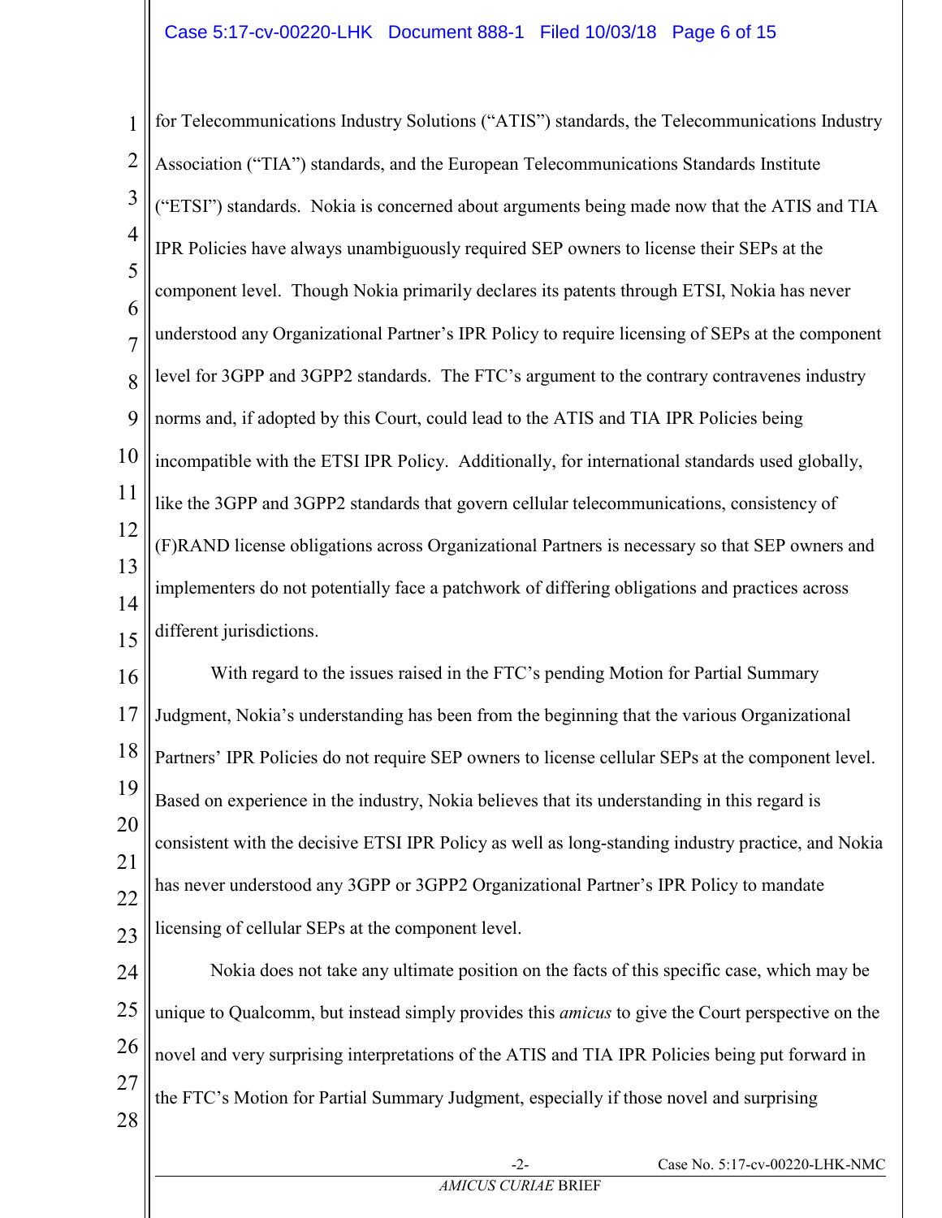for Telecommunications Industry Solutions ("ATIS") standards, the Telecommunications Industry Association ("TIA") standards, and the European Telecommunications Standards Institute ("ETSI") standards. Nokia is concerned about arguments being made now that the ATIS and TIA IPR Policies have always unambiguously required SEP owners to license their SEPs at the component level. Though Nokia primarily declares its patents through ETSI, Nokia has never understood any Organizational Partner's IPR Policy to require licensing of SEPs at the component level for 3GPP and 3GPP2 standards. The FTC's argument to the contrary contravenes industry norms and, if adopted by this Court, could lead to the ATIS and TIA IPR Policies being incompatible with the ETSI IPR Policy. Additionally, for international standards used globally, like the 3GPP and 3GPP2 standards that govern cellular telecommunications, consistency of (F)RAND license obligations across Organizational Partners is necessary so that SEP owners and implementers do not potentially face a patchwork of differing obligations and practices across different jurisdictions.

With regard to the issues raised in the FTC's pending Motion for Partial Summary Judgment, Nokia's understanding has been from the beginning that the various Organizational Partners' IPR Policies do not require SEP owners to license cellular SEPs at the component level. Based on experience in the industry, Nokia believes that its understanding in this regard is consistent with the decisive ETSI IPR Policy as well as long-standing industry practice, and Nokia has never understood any 3GPP or 3GPP2 Organizational Partner's IPR Policy to mandate licensing of cellular SEPs at the component level.

Nokia does not take any ultimate position on the facts of this specific case, which may be unique to Qualcomm, but instead simply provides this *amicus* to give the Court perspective on the novel and very surprising interpretations of the ATIS and TIA IPR Policies being put forward in the FTC's Motion for Partial Summary Judgment, especially if those novel and surprising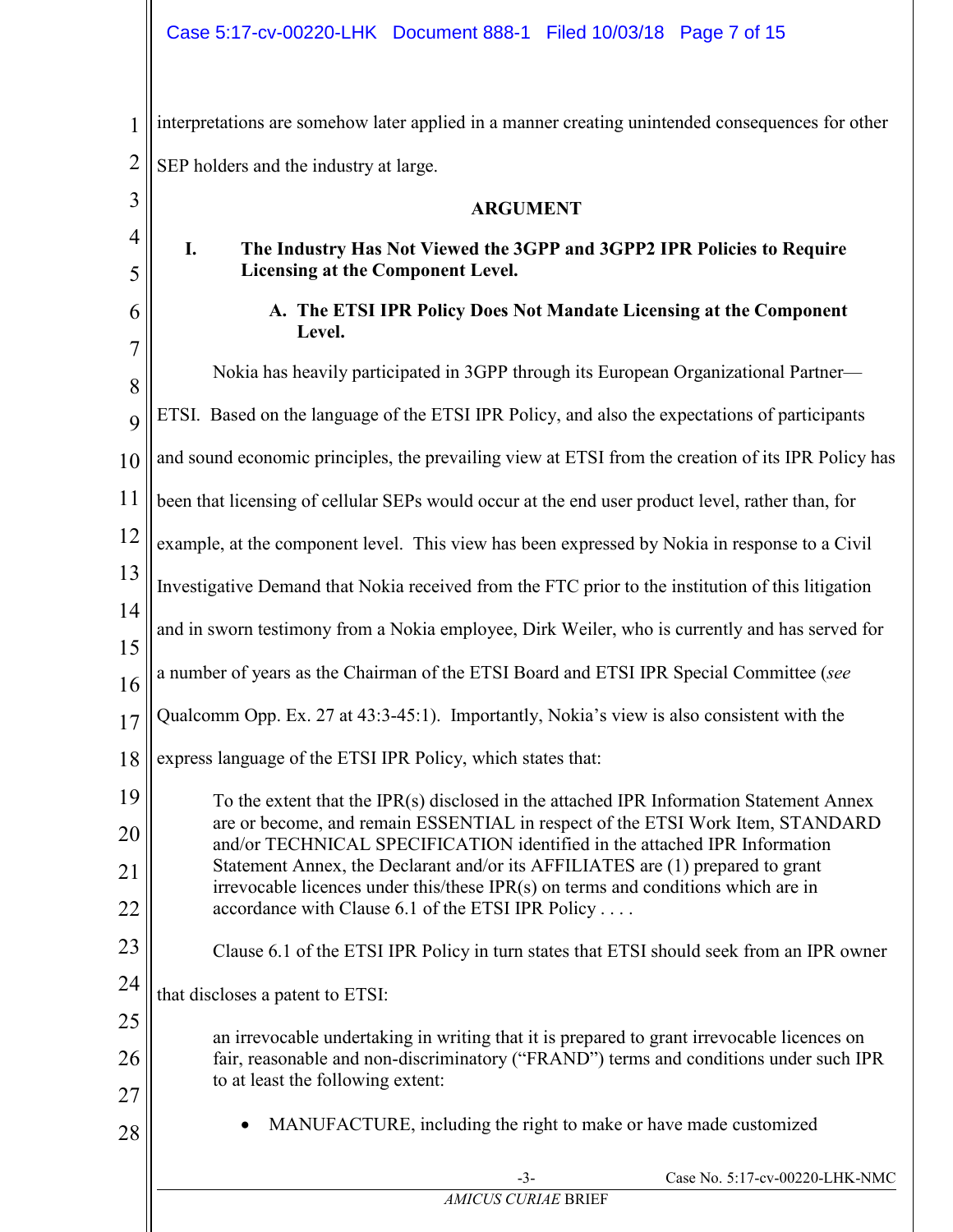interpretations are somehow later applied in a manner creating unintended consequences for other SEP holders and the industry at large.

## ARGUMENT

### I. The Industry Has Not Viewed the 3GPP and 3GPP2 IPR Policies to Require Licensing at the Component Level.

#### A. The ETSI IPR Policy Does Not Mandate Licensing at the Component Level.

Nokia has heavily participated in 3GPP through its European Organizational Partner—ETSI. Based on the language of the ETSI IPR Policy, and also the expectations of participants and sound economic principles, the prevailing view at ETSI from the creation of its IPR Policy has been that licensing of cellular SEPs would occur at the end user product level, rather than, for example, at the component level. This view has been expressed by Nokia in response to a Civil Investigative Demand that Nokia received from the FTC prior to the institution of this litigation and in sworn testimony from a Nokia employee, Dirk Weiler, who is currently and has served for a number of years as the Chairman of the ETSI Board and ETSI IPR Special Committee (*see* Qualcomm Opp. Ex. 27 at 43:3-45:1). Importantly, Nokia's view is also consistent with the express language of the ETSI IPR Policy, which states that:

> To the extent that the IPR(s) disclosed in the attached IPR Information Statement Annex are or become, and remain ESSENTIAL in respect of the ETSI Work Item, STANDARD and/or TECHNICAL SPECIFICATION identified in the attached IPR Information Statement Annex, the Declarant and/or its AFFILIATES are (1) prepared to grant irrevocable licences under this/these IPR(s) on terms and conditions which are in accordance with Clause 6.1 of the ETSI IPR Policy . . . .

Clause 6.1 of the ETSI IPR Policy in turn states that ETSI should seek from an IPR owner that discloses a patent to ETSI:

> an irrevocable undertaking in writing that it is prepared to grant irrevocable licences on fair, reasonable and non-discriminatory ("FRAND") terms and conditions under such IPR to at least the following extent:
>
> - MANUFACTURE, including the right to make or have made customized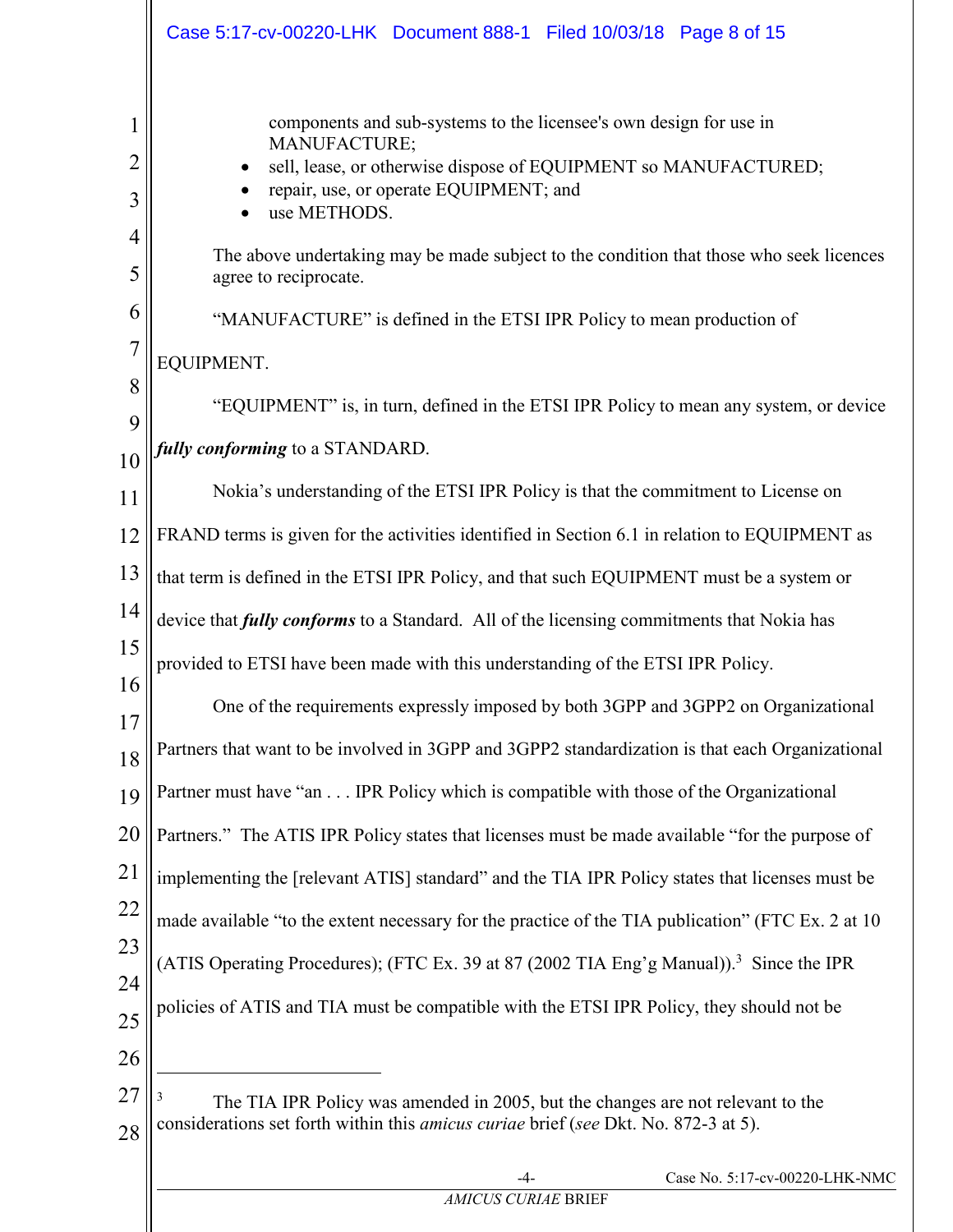components and sub-systems to the licensee's own design for use in MANUFACTURE;

- sell, lease, or otherwise dispose of EQUIPMENT so MANUFACTURED;
- repair, use, or operate EQUIPMENT; and
- use METHODS.

The above undertaking may be made subject to the condition that those who seek licences agree to reciprocate.

"MANUFACTURE" is defined in the ETSI IPR Policy to mean production of EQUIPMENT.

"EQUIPMENT" is, in turn, defined in the ETSI IPR Policy to mean any system, or device ***fully conforming*** to a STANDARD.

Nokia's understanding of the ETSI IPR Policy is that the commitment to License on FRAND terms is given for the activities identified in Section 6.1 in relation to EQUIPMENT as that term is defined in the ETSI IPR Policy, and that such EQUIPMENT must be a system or device that ***fully conforms*** to a Standard. All of the licensing commitments that Nokia has provided to ETSI have been made with this understanding of the ETSI IPR Policy.

One of the requirements expressly imposed by both 3GPP and 3GPP2 on Organizational Partners that want to be involved in 3GPP and 3GPP2 standardization is that each Organizational Partner must have "an . . . IPR Policy which is compatible with those of the Organizational Partners." The ATIS IPR Policy states that licenses must be made available "for the purpose of implementing the [relevant ATIS] standard" and the TIA IPR Policy states that licenses must be made available "to the extent necessary for the practice of the TIA publication" (FTC Ex. 2 at 10 (ATIS Operating Procedures); (FTC Ex. 39 at 87 (2002 TIA Eng'g Manual)).[3] Since the IPR policies of ATIS and TIA must be compatible with the ETSI IPR Policy, they should not be

---

[3] The TIA IPR Policy was amended in 2005, but the changes are not relevant to the considerations set forth within this *amicus curiae* brief (*see* Dkt. No. 872-3 at 5).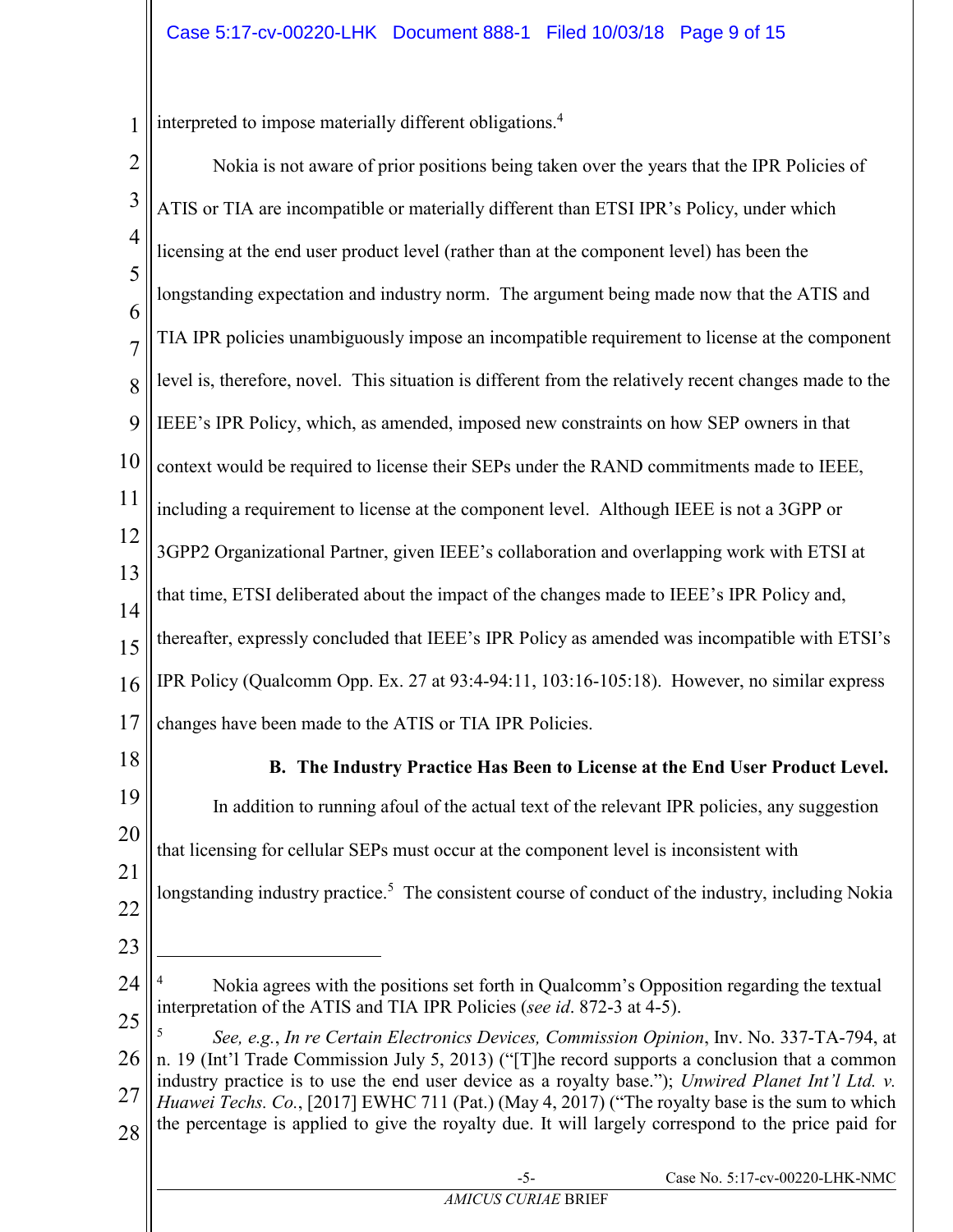interpreted to impose materially different obligations.[4]

Nokia is not aware of prior positions being taken over the years that the IPR Policies of ATIS or TIA are incompatible or materially different than ETSI IPR's Policy, under which licensing at the end user product level (rather than at the component level) has been the longstanding expectation and industry norm. The argument being made now that the ATIS and TIA IPR policies unambiguously impose an incompatible requirement to license at the component level is, therefore, novel. This situation is different from the relatively recent changes made to the IEEE's IPR Policy, which, as amended, imposed new constraints on how SEP owners in that context would be required to license their SEPs under the RAND commitments made to IEEE, including a requirement to license at the component level. Although IEEE is not a 3GPP or 3GPP2 Organizational Partner, given IEEE's collaboration and overlapping work with ETSI at that time, ETSI deliberated about the impact of the changes made to IEEE's IPR Policy and, thereafter, expressly concluded that IEEE's IPR Policy as amended was incompatible with ETSI's IPR Policy (Qualcomm Opp. Ex. 27 at 93:4-94:11, 103:16-105:18). However, no similar express changes have been made to the ATIS or TIA IPR Policies.

### B. The Industry Practice Has Been to License at the End User Product Level.

In addition to running afoul of the actual text of the relevant IPR policies, any suggestion that licensing for cellular SEPs must occur at the component level is inconsistent with longstanding industry practice.[5] The consistent course of conduct of the industry, including Nokia

---

[4] Nokia agrees with the positions set forth in Qualcomm's Opposition regarding the textual interpretation of the ATIS and TIA IPR Policies (*see id*. 872-3 at 4-5).

[5] *See, e.g.*, *In re Certain Electronics Devices, Commission Opinion*, Inv. No. 337-TA-794, at n. 19 (Int'l Trade Commission July 5, 2013) ("[T]he record supports a conclusion that a common industry practice is to use the end user device as a royalty base."); *Unwired Planet Int'l Ltd. v. Huawei Techs. Co.*, [2017] EWHC 711 (Pat.) (May 4, 2017) ("The royalty base is the sum to which the percentage is applied to give the royalty due. It will largely correspond to the price paid for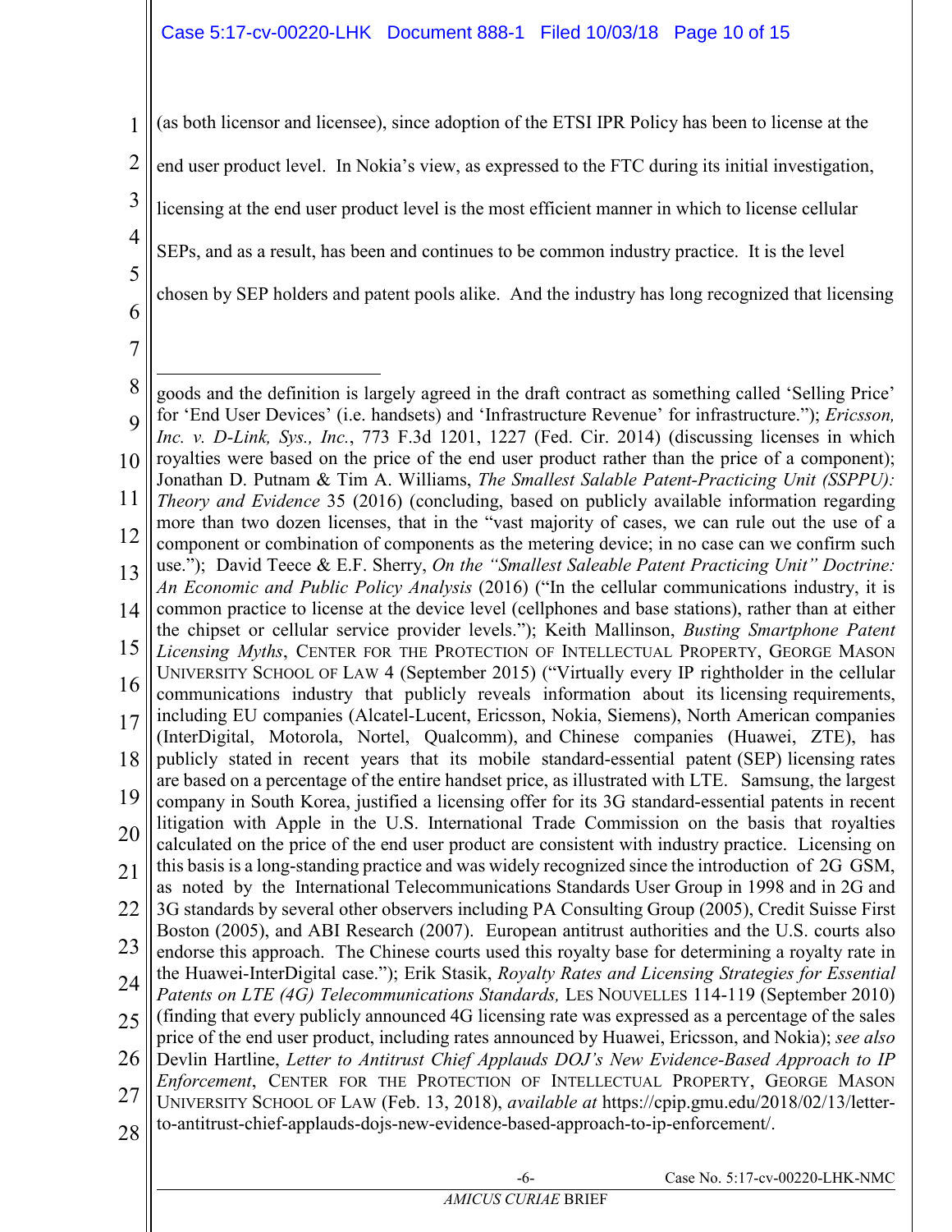(as both licensor and licensee), since adoption of the ETSI IPR Policy has been to license at the end user product level. In Nokia's view, as expressed to the FTC during its initial investigation, licensing at the end user product level is the most efficient manner in which to license cellular SEPs, and as a result, has been and continues to be common industry practice. It is the level chosen by SEP holders and patent pools alike. And the industry has long recognized that licensing

---

goods and the definition is largely agreed in the draft contract as something called 'Selling Price' for 'End User Devices' (i.e. handsets) and 'Infrastructure Revenue' for infrastructure."); *Ericsson, Inc. v. D-Link, Sys., Inc.*, 773 F.3d 1201, 1227 (Fed. Cir. 2014) (discussing licenses in which royalties were based on the price of the end user product rather than the price of a component); Jonathan D. Putnam & Tim A. Williams, *The Smallest Salable Patent-Practicing Unit (SSPPU): Theory and Evidence* 35 (2016) (concluding, based on publicly available information regarding more than two dozen licenses, that in the "vast majority of cases, we can rule out the use of a component or combination of components as the metering device; in no case can we confirm such use."); David Teece & E.F. Sherry, *On the "Smallest Saleable Patent Practicing Unit" Doctrine: An Economic and Public Policy Analysis* (2016) ("In the cellular communications industry, it is common practice to license at the device level (cellphones and base stations), rather than at either the chipset or cellular service provider levels."); Keith Mallinson, *Busting Smartphone Patent Licensing Myths*, Center for the Protection of Intellectual Property, George Mason University School of Law 4 (September 2015) ("Virtually every IP rightholder in the cellular communications industry that publicly reveals information about its licensing requirements, including EU companies (Alcatel-Lucent, Ericsson, Nokia, Siemens), North American companies (InterDigital, Motorola, Nortel, Qualcomm), and Chinese companies (Huawei, ZTE), has publicly stated in recent years that its mobile standard-essential patent (SEP) licensing rates are based on a percentage of the entire handset price, as illustrated with LTE. Samsung, the largest company in South Korea, justified a licensing offer for its 3G standard-essential patents in recent litigation with Apple in the U.S. International Trade Commission on the basis that royalties calculated on the price of the end user product are consistent with industry practice. Licensing on this basis is a long-standing practice and was widely recognized since the introduction of 2G GSM, as noted by the International Telecommunications Standards User Group in 1998 and in 2G and 3G standards by several other observers including PA Consulting Group (2005), Credit Suisse First Boston (2005), and ABI Research (2007). European antitrust authorities and the U.S. courts also endorse this approach. The Chinese courts used this royalty base for determining a royalty rate in the Huawei-InterDigital case."); Erik Stasik, *Royalty Rates and Licensing Strategies for Essential Patents on LTE (4G) Telecommunications Standards,* Les Nouvelles 114-119 (September 2010) (finding that every publicly announced 4G licensing rate was expressed as a percentage of the sales price of the end user product, including rates announced by Huawei, Ericsson, and Nokia); *see also* Devlin Hartline, *Letter to Antitrust Chief Applauds DOJ's New Evidence-Based Approach to IP Enforcement*, Center for the Protection of Intellectual Property, George Mason University School of Law (Feb. 13, 2018), *available at* https://cpip.gmu.edu/2018/02/13/letter-to-antitrust-chief-applauds-dojs-new-evidence-based-approach-to-ip-enforcement/.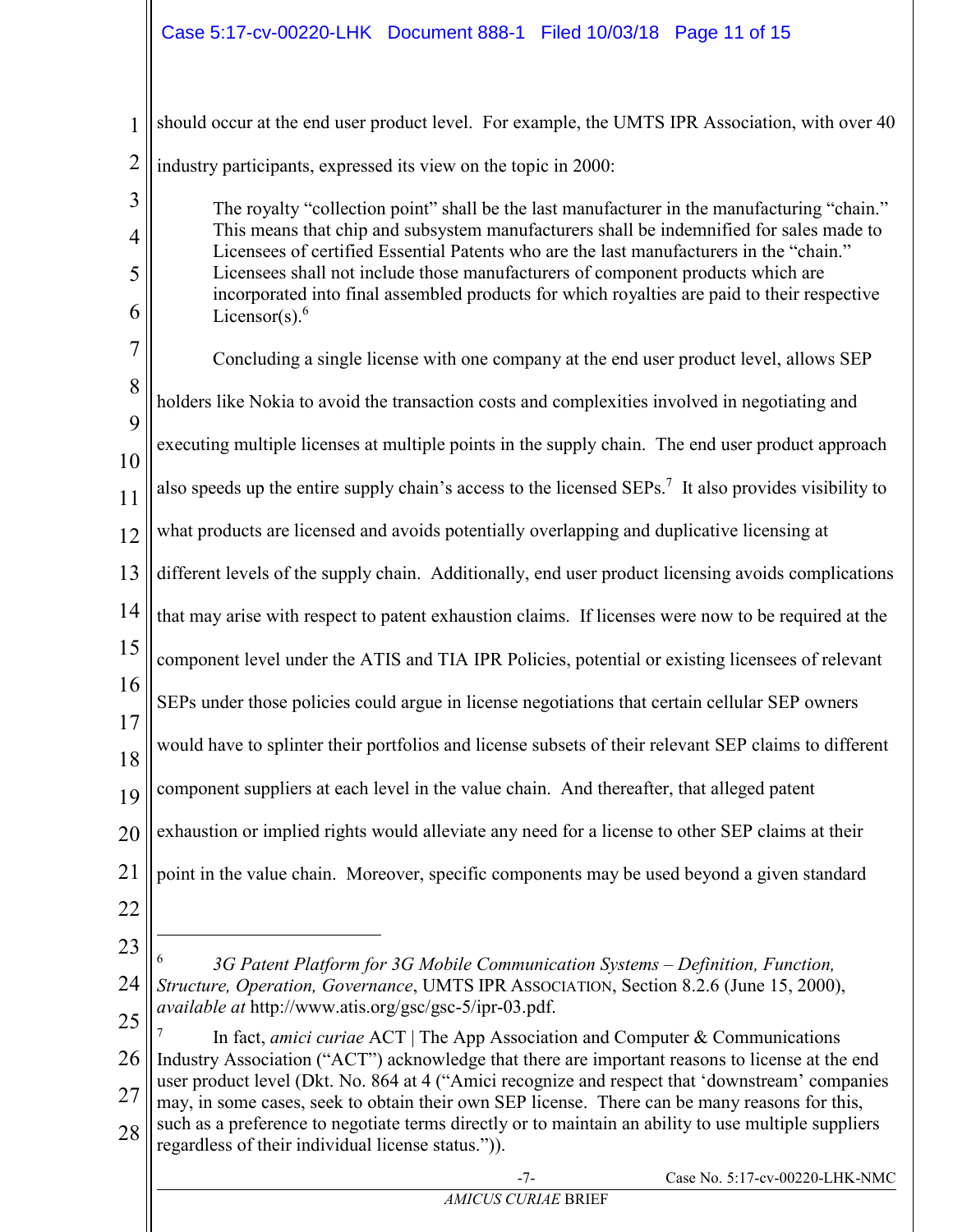should occur at the end user product level. For example, the UMTS IPR Association, with over 40 industry participants, expressed its view on the topic in 2000:

> The royalty "collection point" shall be the last manufacturer in the manufacturing "chain." This means that chip and subsystem manufacturers shall be indemnified for sales made to Licensees of certified Essential Patents who are the last manufacturers in the "chain." Licensees shall not include those manufacturers of component products which are incorporated into final assembled products for which royalties are paid to their respective Licensor(s).[6]

Concluding a single license with one company at the end user product level, allows SEP holders like Nokia to avoid the transaction costs and complexities involved in negotiating and executing multiple licenses at multiple points in the supply chain. The end user product approach also speeds up the entire supply chain's access to the licensed SEPs.[7] It also provides visibility to what products are licensed and avoids potentially overlapping and duplicative licensing at different levels of the supply chain. Additionally, end user product licensing avoids complications that may arise with respect to patent exhaustion claims. If licenses were now to be required at the component level under the ATIS and TIA IPR Policies, potential or existing licensees of relevant SEPs under those policies could argue in license negotiations that certain cellular SEP owners would have to splinter their portfolios and license subsets of their relevant SEP claims to different component suppliers at each level in the value chain. And thereafter, that alleged patent exhaustion or implied rights would alleviate any need for a license to other SEP claims at their point in the value chain. Moreover, specific components may be used beyond a given standard

---

[6] *3G Patent Platform for 3G Mobile Communication Systems – Definition, Function, Structure, Operation, Governance*, UMTS IPR ASSOCIATION, Section 8.2.6 (June 15, 2000), *available at* http://www.atis.org/gsc/gsc-5/ipr-03.pdf.

[7] In fact, *amici curiae* ACT | The App Association and Computer & Communications Industry Association ("ACT") acknowledge that there are important reasons to license at the end user product level (Dkt. No. 864 at 4 ("Amici recognize and respect that 'downstream' companies may, in some cases, seek to obtain their own SEP license. There can be many reasons for this, such as a preference to negotiate terms directly or to maintain an ability to use multiple suppliers regardless of their individual license status.")).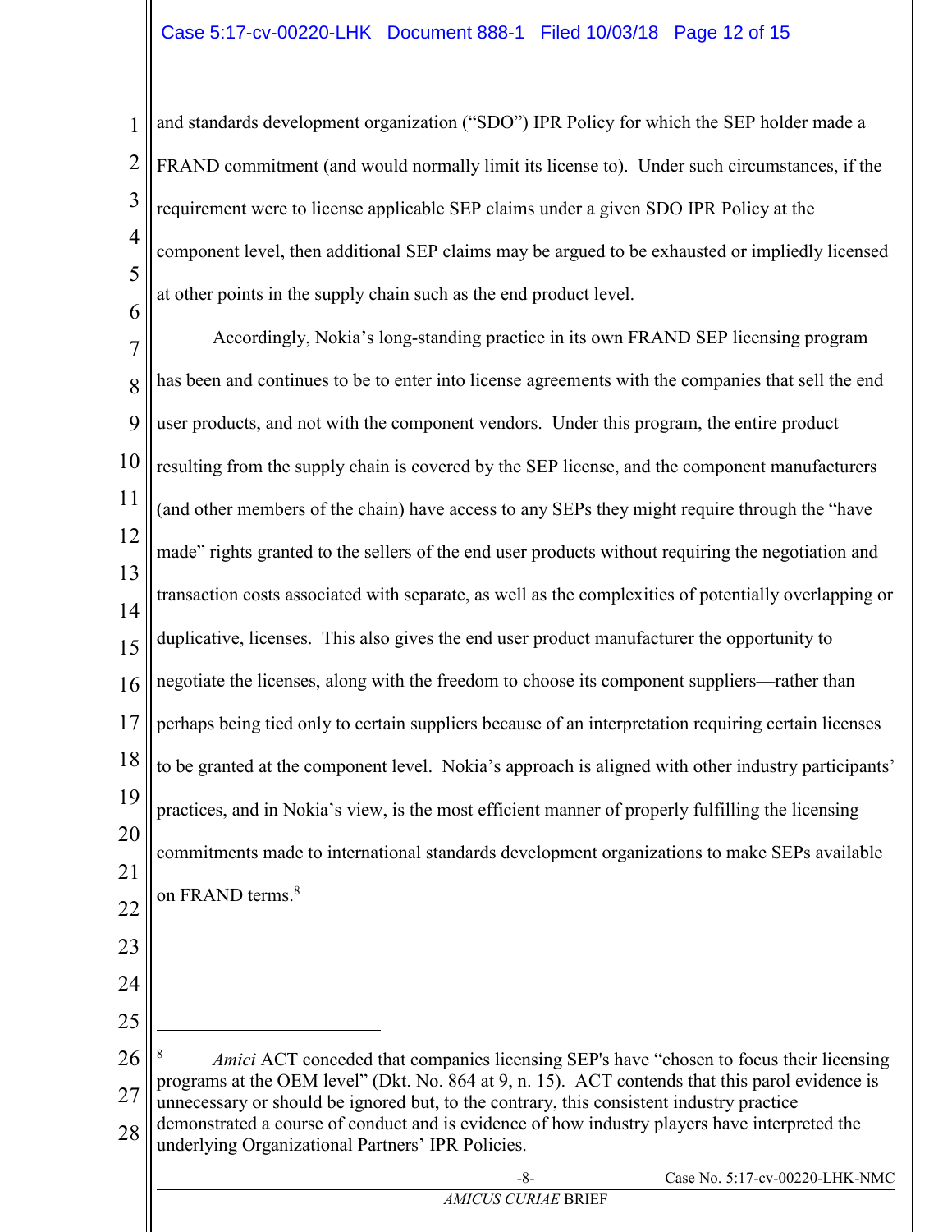and standards development organization ("SDO") IPR Policy for which the SEP holder made a FRAND commitment (and would normally limit its license to). Under such circumstances, if the requirement were to license applicable SEP claims under a given SDO IPR Policy at the component level, then additional SEP claims may be argued to be exhausted or impliedly licensed at other points in the supply chain such as the end product level.

Accordingly, Nokia's long-standing practice in its own FRAND SEP licensing program has been and continues to be to enter into license agreements with the companies that sell the end user products, and not with the component vendors. Under this program, the entire product resulting from the supply chain is covered by the SEP license, and the component manufacturers (and other members of the chain) have access to any SEPs they might require through the "have made" rights granted to the sellers of the end user products without requiring the negotiation and transaction costs associated with separate, as well as the complexities of potentially overlapping or duplicative, licenses. This also gives the end user product manufacturer the opportunity to negotiate the licenses, along with the freedom to choose its component suppliers—rather than perhaps being tied only to certain suppliers because of an interpretation requiring certain licenses to be granted at the component level. Nokia's approach is aligned with other industry participants' practices, and in Nokia's view, is the most efficient manner of properly fulfilling the licensing commitments made to international standards development organizations to make SEPs available on FRAND terms.[8]

---

[8] *Amici* ACT conceded that companies licensing SEP's have "chosen to focus their licensing programs at the OEM level" (Dkt. No. 864 at 9, n. 15). ACT contends that this parol evidence is unnecessary or should be ignored but, to the contrary, this consistent industry practice demonstrated a course of conduct and is evidence of how industry players have interpreted the underlying Organizational Partners' IPR Policies.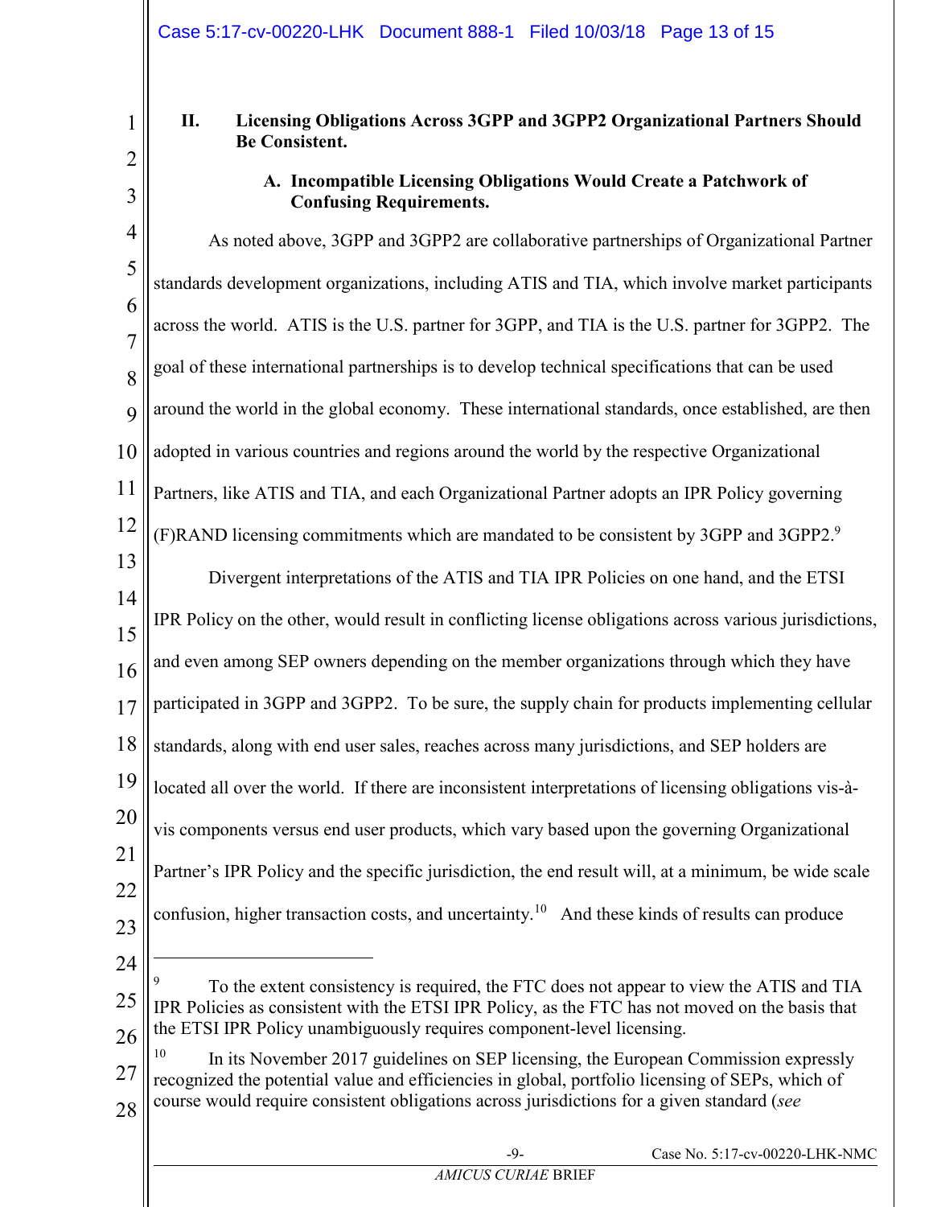## II. Licensing Obligations Across 3GPP and 3GPP2 Organizational Partners Should Be Consistent.

### A. Incompatible Licensing Obligations Would Create a Patchwork of Confusing Requirements.

As noted above, 3GPP and 3GPP2 are collaborative partnerships of Organizational Partner standards development organizations, including ATIS and TIA, which involve market participants across the world. ATIS is the U.S. partner for 3GPP, and TIA is the U.S. partner for 3GPP2. The goal of these international partnerships is to develop technical specifications that can be used around the world in the global economy. These international standards, once established, are then adopted in various countries and regions around the world by the respective Organizational Partners, like ATIS and TIA, and each Organizational Partner adopts an IPR Policy governing (F)RAND licensing commitments which are mandated to be consistent by 3GPP and 3GPP2.[9]

Divergent interpretations of the ATIS and TIA IPR Policies on one hand, and the ETSI IPR Policy on the other, would result in conflicting license obligations across various jurisdictions, and even among SEP owners depending on the member organizations through which they have participated in 3GPP and 3GPP2. To be sure, the supply chain for products implementing cellular standards, along with end user sales, reaches across many jurisdictions, and SEP holders are located all over the world. If there are inconsistent interpretations of licensing obligations vis-à-vis components versus end user products, which vary based upon the governing Organizational Partner's IPR Policy and the specific jurisdiction, the end result will, at a minimum, be wide scale confusion, higher transaction costs, and uncertainty.[10] And these kinds of results can produce

---

[9] To the extent consistency is required, the FTC does not appear to view the ATIS and TIA IPR Policies as consistent with the ETSI IPR Policy, as the FTC has not moved on the basis that the ETSI IPR Policy unambiguously requires component-level licensing.

[10] In its November 2017 guidelines on SEP licensing, the European Commission expressly recognized the potential value and efficiencies in global, portfolio licensing of SEPs, which of course would require consistent obligations across jurisdictions for a given standard (*see*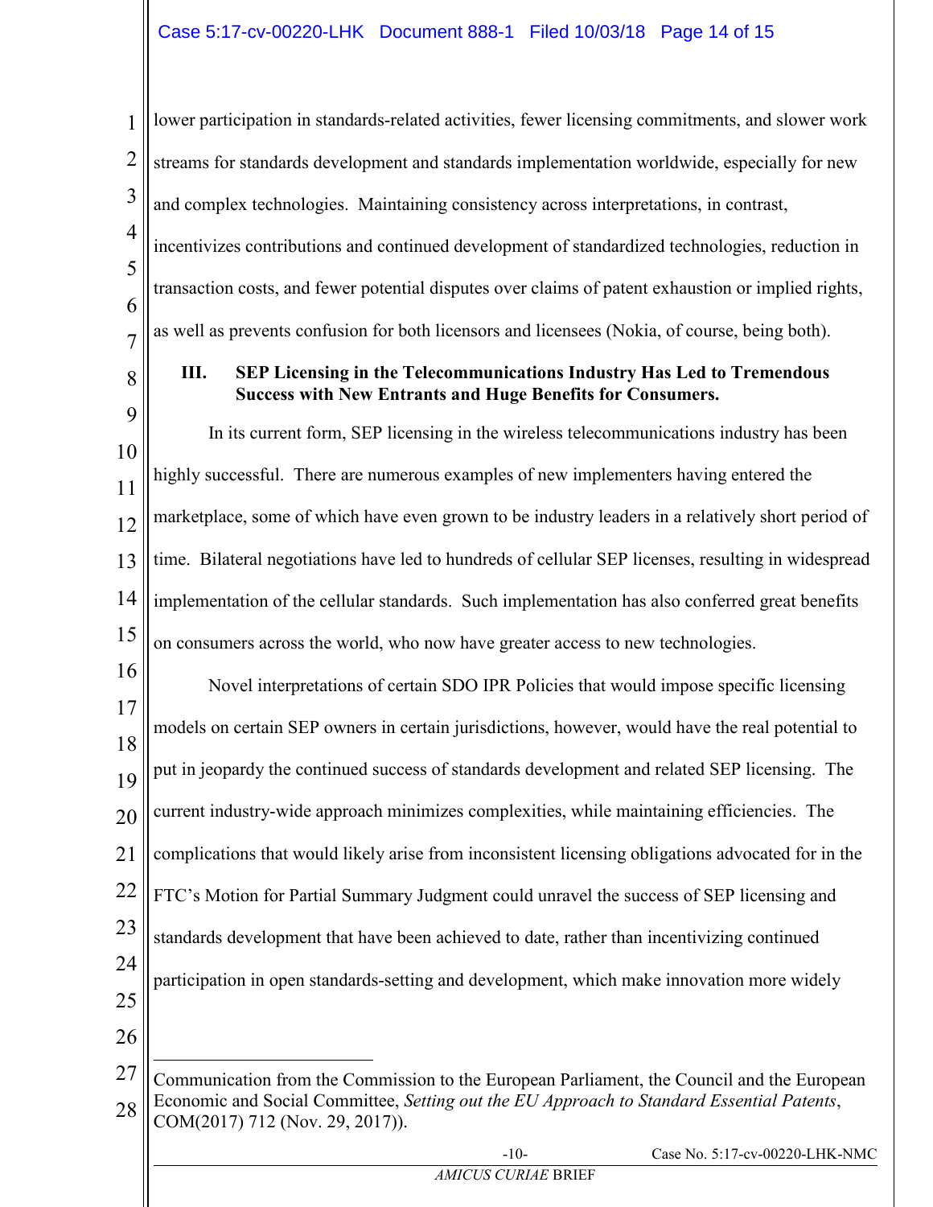lower participation in standards-related activities, fewer licensing commitments, and slower work streams for standards development and standards implementation worldwide, especially for new and complex technologies. Maintaining consistency across interpretations, in contrast, incentivizes contributions and continued development of standardized technologies, reduction in transaction costs, and fewer potential disputes over claims of patent exhaustion or implied rights, as well as prevents confusion for both licensors and licensees (Nokia, of course, being both).

### III. SEP Licensing in the Telecommunications Industry Has Led to Tremendous Success with New Entrants and Huge Benefits for Consumers.

In its current form, SEP licensing in the wireless telecommunications industry has been highly successful. There are numerous examples of new implementers having entered the marketplace, some of which have even grown to be industry leaders in a relatively short period of time. Bilateral negotiations have led to hundreds of cellular SEP licenses, resulting in widespread implementation of the cellular standards. Such implementation has also conferred great benefits on consumers across the world, who now have greater access to new technologies.

Novel interpretations of certain SDO IPR Policies that would impose specific licensing models on certain SEP owners in certain jurisdictions, however, would have the real potential to put in jeopardy the continued success of standards development and related SEP licensing. The current industry-wide approach minimizes complexities, while maintaining efficiencies. The complications that would likely arise from inconsistent licensing obligations advocated for in the FTC's Motion for Partial Summary Judgment could unravel the success of SEP licensing and standards development that have been achieved to date, rather than incentivizing continued participation in open standards-setting and development, which make innovation more widely

---

Communication from the Commission to the European Parliament, the Council and the European Economic and Social Committee, *Setting out the EU Approach to Standard Essential Patents*, COM(2017) 712 (Nov. 29, 2017)).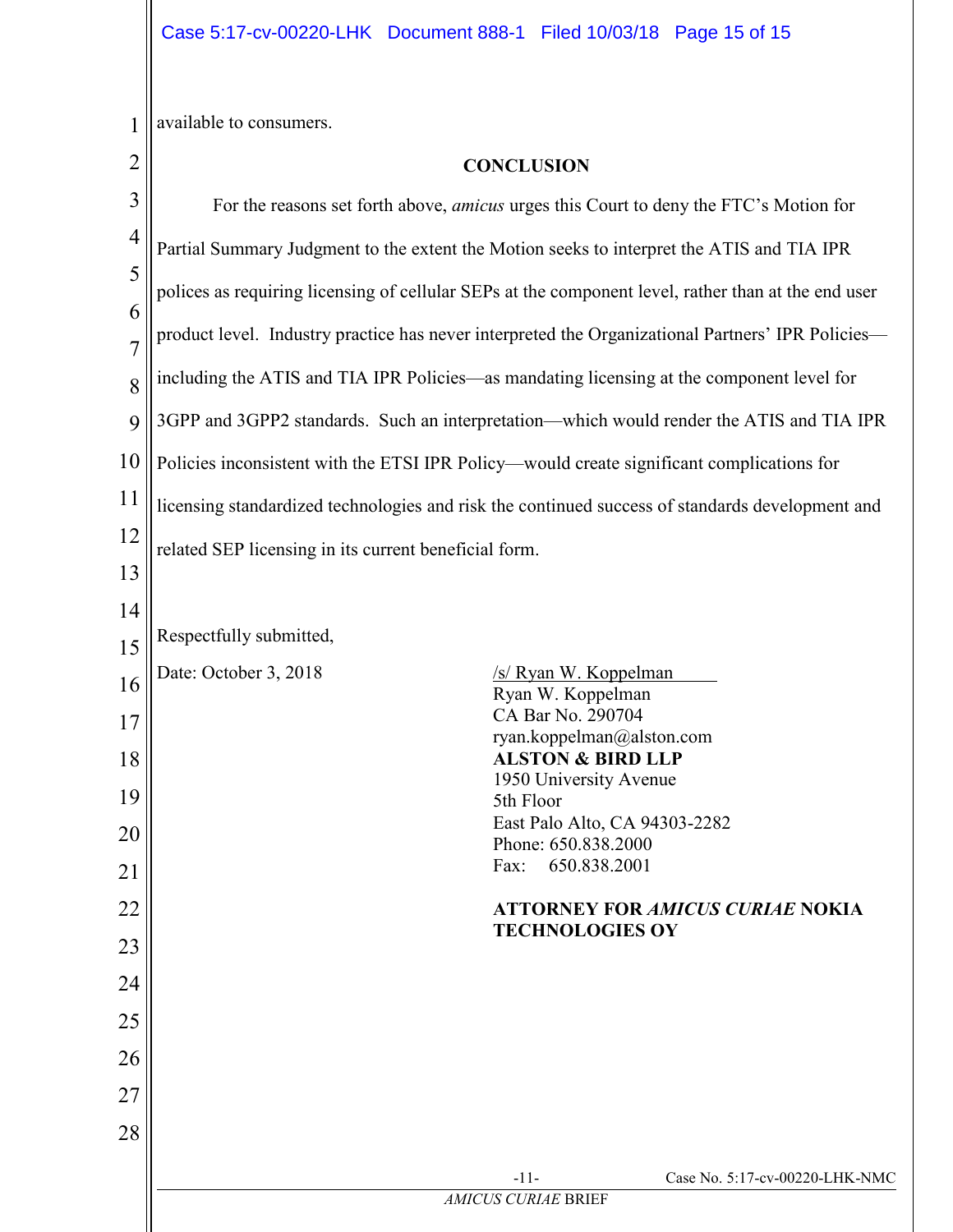available to consumers.

## CONCLUSION

For the reasons set forth above, *amicus* urges this Court to deny the FTC's Motion for Partial Summary Judgment to the extent the Motion seeks to interpret the ATIS and TIA IPR polices as requiring licensing of cellular SEPs at the component level, rather than at the end user product level. Industry practice has never interpreted the Organizational Partners' IPR Policies—including the ATIS and TIA IPR Policies—as mandating licensing at the component level for 3GPP and 3GPP2 standards. Such an interpretation—which would render the ATIS and TIA IPR Policies inconsistent with the ETSI IPR Policy—would create significant complications for licensing standardized technologies and risk the continued success of standards development and related SEP licensing in its current beneficial form.

Respectfully submitted,

Date: October 3, 2018

/s/ Ryan W. Koppelman
Ryan W. Koppelman
CA Bar No. 290704
ryan.koppelman@alston.com
**ALSTON & BIRD LLP**
1950 University Avenue
5th Floor
East Palo Alto, CA 94303-2282
Phone: 650.838.2000
Fax: 650.838.2001

**ATTORNEY FOR *AMICUS CURIAE* NOKIA TECHNOLOGIES OY**